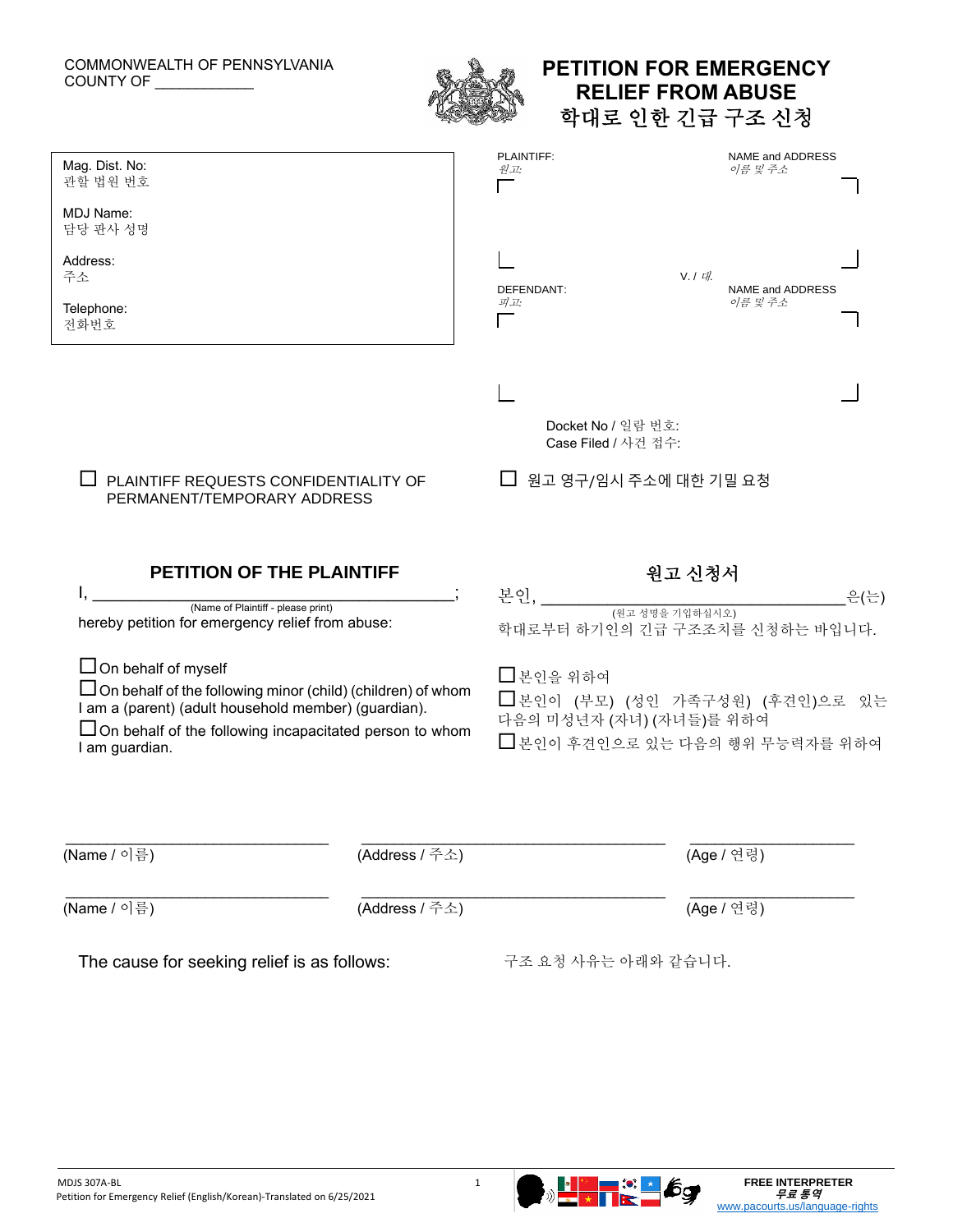COMMONWEALTH OF PENNSYLVANIA
COUNTY OF ____________

# PETITION FOR EMERGENCY RELIEF FROM ABUSE
# 학대로 인한 긴급 구조 신청

| | |
|---|---|
| Mag. Dist. No: 관할 법원 번호 | PLAINTIFF: 원고: NAME and ADDRESS 이름 및 주소 |
| MDJ Name: 담당 판사 성명 | V. / 대. |
| Address: 주소 | DEFENDANT: 피고: NAME and ADDRESS 이름 및 주소 |
| Telephone: 전화번호 | |

Docket No / 일람 번호:
Case Filed / 사건 접수:

☐ PLAINTIFF REQUESTS CONFIDENTIALITY OF PERMANENT/TEMPORARY ADDRESS

☐ 원고 영구/임시 주소에 대한 기밀 요청

## PETITION OF THE PLAINTIFF

I, ________________________________________;
(Name of Plaintiff - please print)
hereby petition for emergency relief from abuse:

☐ On behalf of myself
☐ On behalf of the following minor (child) (children) of whom I am a (parent) (adult household member) (guardian).
☐ On behalf of the following incapacitated person to whom I am guardian.

## 원고 신청서

본인, ________________________________________은(는)
(원고 성명을 기입하십시오)
학대로부터 하기인의 긴급 구조조치를 신청하는 바입니다.

☐ 본인을 위하여
☐ 본인이 (부모) (성인 가족구성원) (후견인)으로 있는 다음의 미성년자 (자녀) (자녀들)를 위하여
☐ 본인이 후견인으로 있는 다음의 행위 무능력자를 위하여

______________________ ______________________ ______________
(Name / 이름) (Address / 주소) (Age / 연령)

______________________ ______________________ ______________
(Name / 이름) (Address / 주소) (Age / 연령)

The cause for seeking relief is as follows:

구조 요청 사유는 아래와 같습니다.

MDJS 307A-BL
Petition for Emergency Relief (English/Korean)-Translated on 6/25/2021

FREE INTERPRETER
무료 통역
www.pacourts.us/language-rights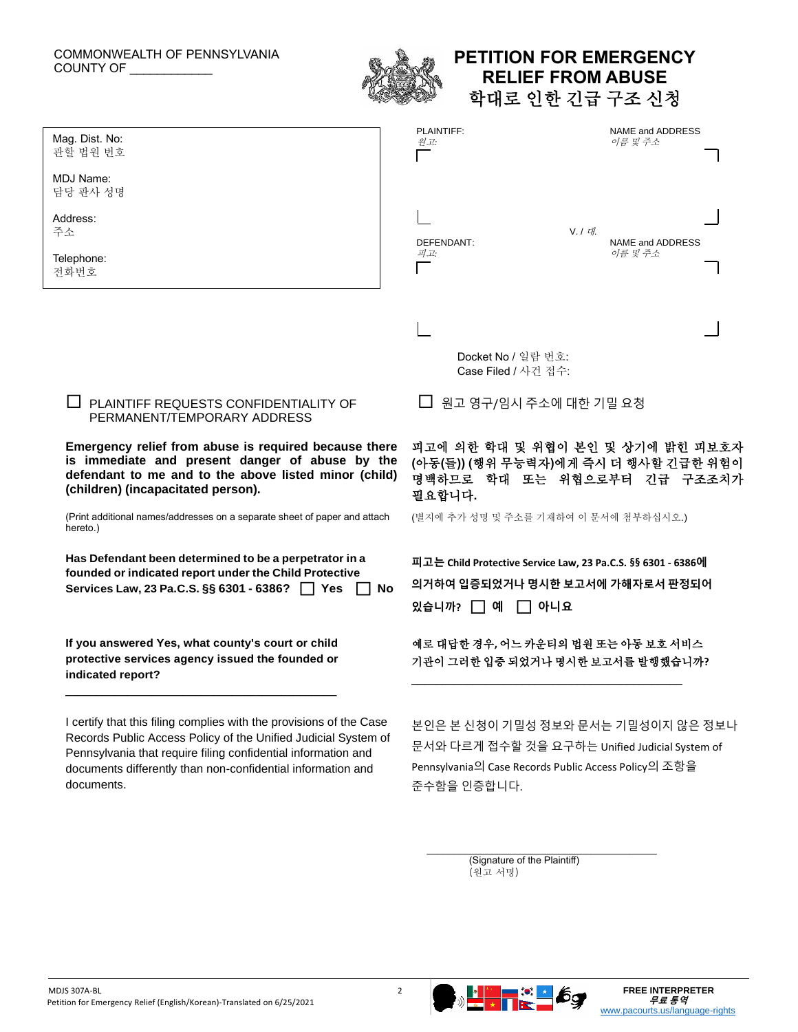COMMONWEALTH OF PENNSYLVANIA
COUNTY OF ____________

# PETITION FOR EMERGENCY RELIEF FROM ABUSE
# 학대로 인한 긴급 구조 신청

| | |
|---|---|
| Mag. Dist. No:<br>관할 법원 번호<br><br>MDJ Name:<br>담당 판사 성명<br><br>Address:<br>주소<br><br>Telephone:<br>전화번호 | PLAINTIFF: 원고: NAME and ADDRESS 이름 및 주소<br><br>V. / 대.<br><br>DEFENDANT: 피고: NAME and ADDRESS 이름 및 주소 |

Docket No / 일람 번호:
Case Filed / 사건 접수:

☐ PLAINTIFF REQUESTS CONFIDENTIALITY OF PERMANENT/TEMPORARY ADDRESS

☐ 원고 영구/임시 주소에 대한 기밀 요청

**Emergency relief from abuse is required because there is immediate and present danger of abuse by the defendant to me and to the above listed minor (child) (children) (incapacitated person).**

**피고에 의한 학대 및 위협이 본인 및 상기에 밝힌 피보호자 (아동(들)) (행위 무능력자)에게 즉시 더 행사할 긴급한 위험이 명백하므로 학대 또는 위협으로부터 긴급 구조조치가 필요합니다.**

(Print additional names/addresses on a separate sheet of paper and attach hereto.)

(별지에 추가 성명 및 주소를 기재하여 이 문서에 첨부하십시오.)

**Has Defendant been determined to be a perpetrator in a founded or indicated report under the Child Protective Services Law, 23 Pa.C.S. §§ 6301 - 6386?** ☐ **Yes** ☐ **No**

**피고는 Child Protective Service Law, 23 Pa.C.S. §§ 6301 - 6386에 의거하여 입증되었거나 명시한 보고서에 가해자로서 판정되어 있습니까?** ☐ **예** ☐ **아니요**

**If you answered Yes, what county's court or child protective services agency issued the founded or indicated report?**

______________________________

**예로 대답한 경우, 어느 카운티의 법원 또는 아동 보호 서비스 기관이 그러한 입증 되었거나 명시한 보고서를 발행했습니까?**

______________________________

I certify that this filing complies with the provisions of the Case Records Public Access Policy of the Unified Judicial System of Pennsylvania that require filing confidential information and documents differently than non-confidential information and documents.

본인은 본 신청이 기밀성 정보와 문서는 기밀성이지 않은 정보나 문서와 다르게 접수할 것을 요구하는 Unified Judicial System of Pennsylvania의 Case Records Public Access Policy의 조항을 준수함을 인증합니다.

______________________________
(Signature of the Plaintiff)
(원고 서명)

MDJS 307A-BL
Petition for Emergency Relief (English/Korean)-Translated on 6/25/2021

**FREE INTERPRETER**
***무료 통역***
www.pacourts.us/language-rights